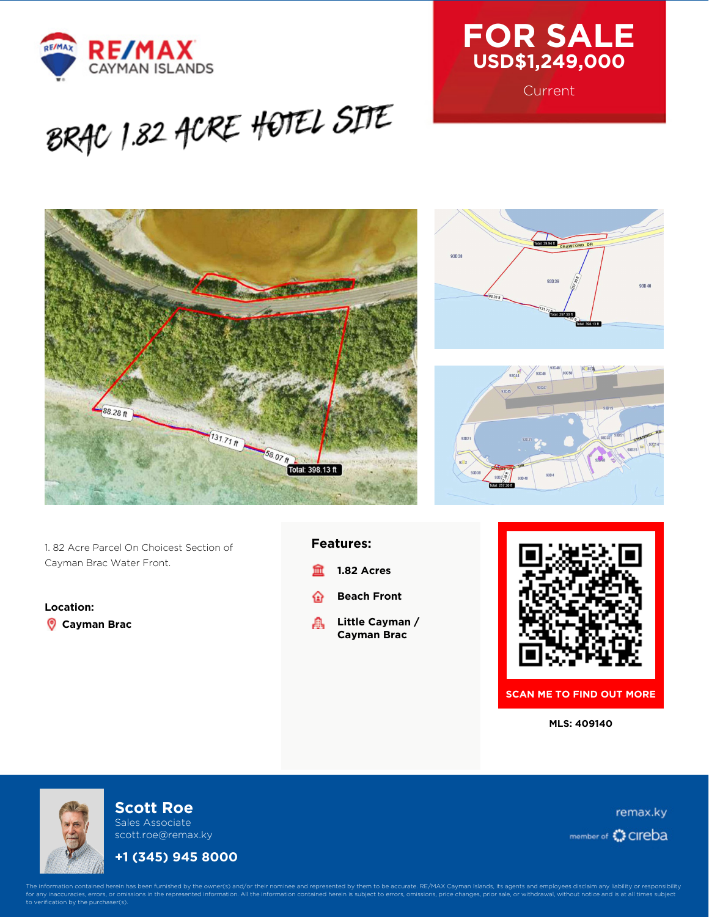RE/MAX CAYMAN ISLANDS

# FOR SALE
## USD$1,249,000
Current

# BRAC 1.82 ACRE HOTEL SITE

1. 82 Acre Parcel On Choicest Section of Cayman Brac Water Front.

**Location:**

**Cayman Brac**

**Features:**

- **1.82 Acres**
- **Beach Front**
- **Little Cayman / Cayman Brac**

**SCAN ME TO FIND OUT MORE**

**MLS: 409140**

**Scott Roe**
Sales Associate
scott.roe@remax.ky

**+1 (345) 945 8000**

remax.ky

member of cireba

The information contained herein has been furnished by the owner(s) and/or their nominee and represented by them to be accurate. RE/MAX Cayman Islands, its agents and employees disclaim any liability or responsibility for any inaccuracies, errors, or omissions in the represented information. All the information contained herein is subject to errors, omissions, price changes, prior sale, or withdrawal, without notice and is at all times subject to verification by the purchaser(s).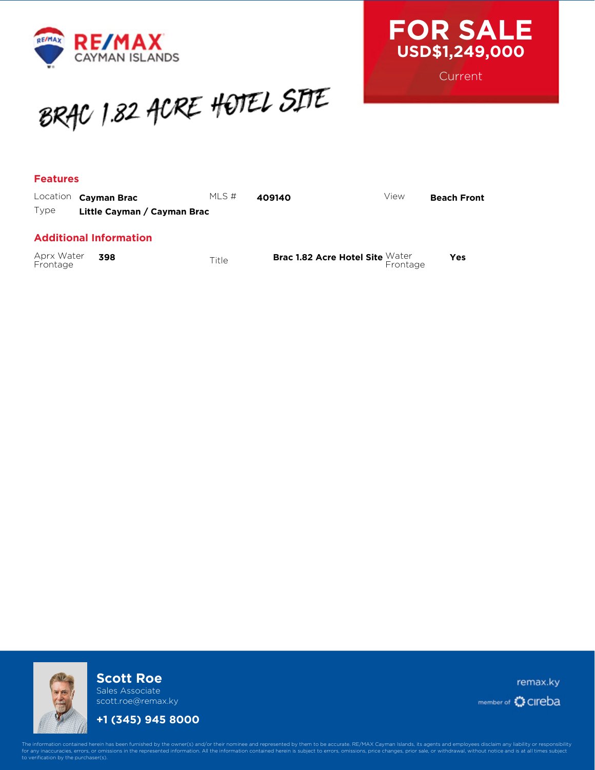RE/MAX CAYMAN ISLANDS

# FOR SALE
**USD$1,249,000**

Current

# BRAC 1.82 ACRE HOTEL SITE

## Features

| | | | | | |
|---|---|---|---|---|---|
| Location | **Cayman Brac** | MLS # | **409140** | View | **Beach Front** |
| Type | **Little Cayman / Cayman Brac** | | | | |

## Additional Information

| | | | | | |
|---|---|---|---|---|---|
| Aprx Water Frontage | **398** | Title | **Brac 1.82 Acre Hotel Site** | Water Frontage | **Yes** |

**Scott Roe**
Sales Associate
scott.roe@remax.ky

**+1 (345) 945 8000**

remax.ky

member of cireba

The information contained herein has been furnished by the owner(s) and/or their nominee and represented by them to be accurate. RE/MAX Cayman Islands, its agents and employees disclaim any liability or responsibility for any inaccuracies, errors, or omissions in the represented information. All the information contained herein is subject to errors, omissions, price changes, prior sale, or withdrawal, without notice and is at all times subject to verification by the purchaser(s).